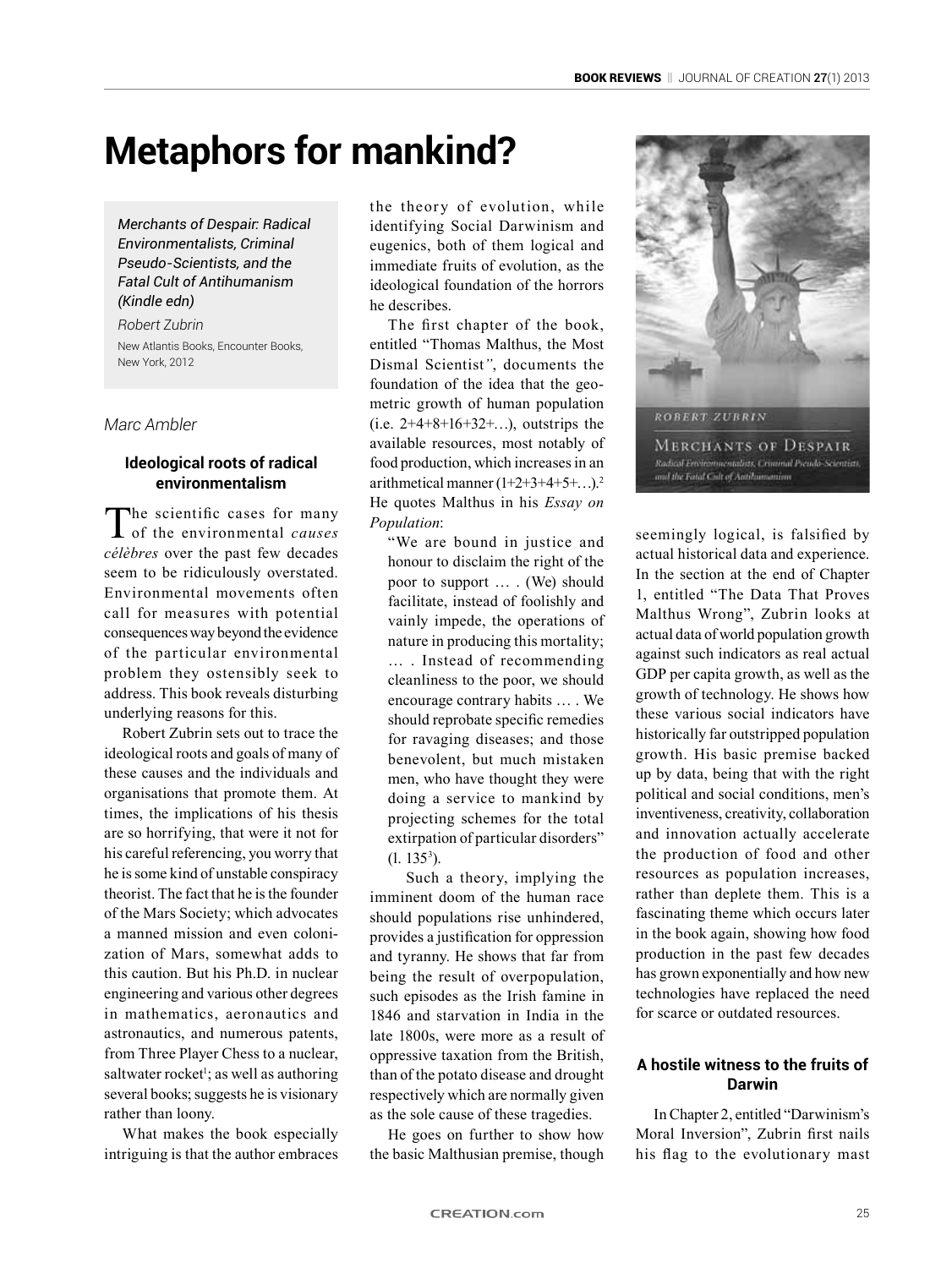# Metaphors for mankind?

*Merchants of Despair: Radical Environmentalists, Criminal Pseudo-Scientists, and the Fatal Cult of Antihumanism (Kindle edn)*

*Robert Zubrin*

New Atlantis Books, Encounter Books, New York, 2012

*Marc Ambler*

### Ideological roots of radical environmentalism

The scientific cases for many of the environmental *causes célèbres* over the past few decades seem to be ridiculously overstated. Environmental movements often call for measures with potential consequences way beyond the evidence of the particular environmental problem they ostensibly seek to address. This book reveals disturbing underlying reasons for this.

Robert Zubrin sets out to trace the ideological roots and goals of many of these causes and the individuals and organisations that promote them. At times, the implications of his thesis are so horrifying, that were it not for his careful referencing, you worry that he is some kind of unstable conspiracy theorist. The fact that he is the founder of the Mars Society; which advocates a manned mission and even colonization of Mars, somewhat adds to this caution. But his Ph.D. in nuclear engineering and various other degrees in mathematics, aeronautics and astronautics, and numerous patents, from Three Player Chess to a nuclear, saltwater rocket[1]; as well as authoring several books; suggests he is visionary rather than loony.

What makes the book especially intriguing is that the author embraces the theory of evolution, while identifying Social Darwinism and eugenics, both of them logical and immediate fruits of evolution, as the ideological foundation of the horrors he describes.

The first chapter of the book, entitled "Thomas Malthus, the Most Dismal Scientist", documents the foundation of the idea that the geometric growth of human population (i.e. 2+4+8+16+32+…), outstrips the available resources, most notably of food production, which increases in an arithmetical manner (1+2+3+4+5+…).[2] He quotes Malthus in his *Essay on Population*:

> "We are bound in justice and honour to disclaim the right of the poor to support … . (We) should facilitate, instead of foolishly and vainly impede, the operations of nature in producing this mortality; … . Instead of recommending cleanliness to the poor, we should encourage contrary habits … . We should reprobate specific remedies for ravaging diseases; and those benevolent, but much mistaken men, who have thought they were doing a service to mankind by projecting schemes for the total extirpation of particular disorders" (l. 135[3]).

Such a theory, implying the imminent doom of the human race should populations rise unhindered, provides a justification for oppression and tyranny. He shows that far from being the result of overpopulation, such episodes as the Irish famine in 1846 and starvation in India in the late 1800s, were more as a result of oppressive taxation from the British, than of the potato disease and drought respectively which are normally given as the sole cause of these tragedies.

He goes on further to show how the basic Malthusian premise, though seemingly logical, is falsified by actual historical data and experience. In the section at the end of Chapter 1, entitled "The Data That Proves Malthus Wrong", Zubrin looks at actual data of world population growth against such indicators as real actual GDP per capita growth, as well as the growth of technology. He shows how these various social indicators have historically far outstripped population growth. His basic premise backed up by data, being that with the right political and social conditions, men's inventiveness, creativity, collaboration and innovation actually accelerate the production of food and other resources as population increases, rather than deplete them. This is a fascinating theme which occurs later in the book again, showing how food production in the past few decades has grown exponentially and how new technologies have replaced the need for scarce or outdated resources.

### A hostile witness to the fruits of Darwin

In Chapter 2, entitled "Darwinism's Moral Inversion", Zubrin first nails his flag to the evolutionary mast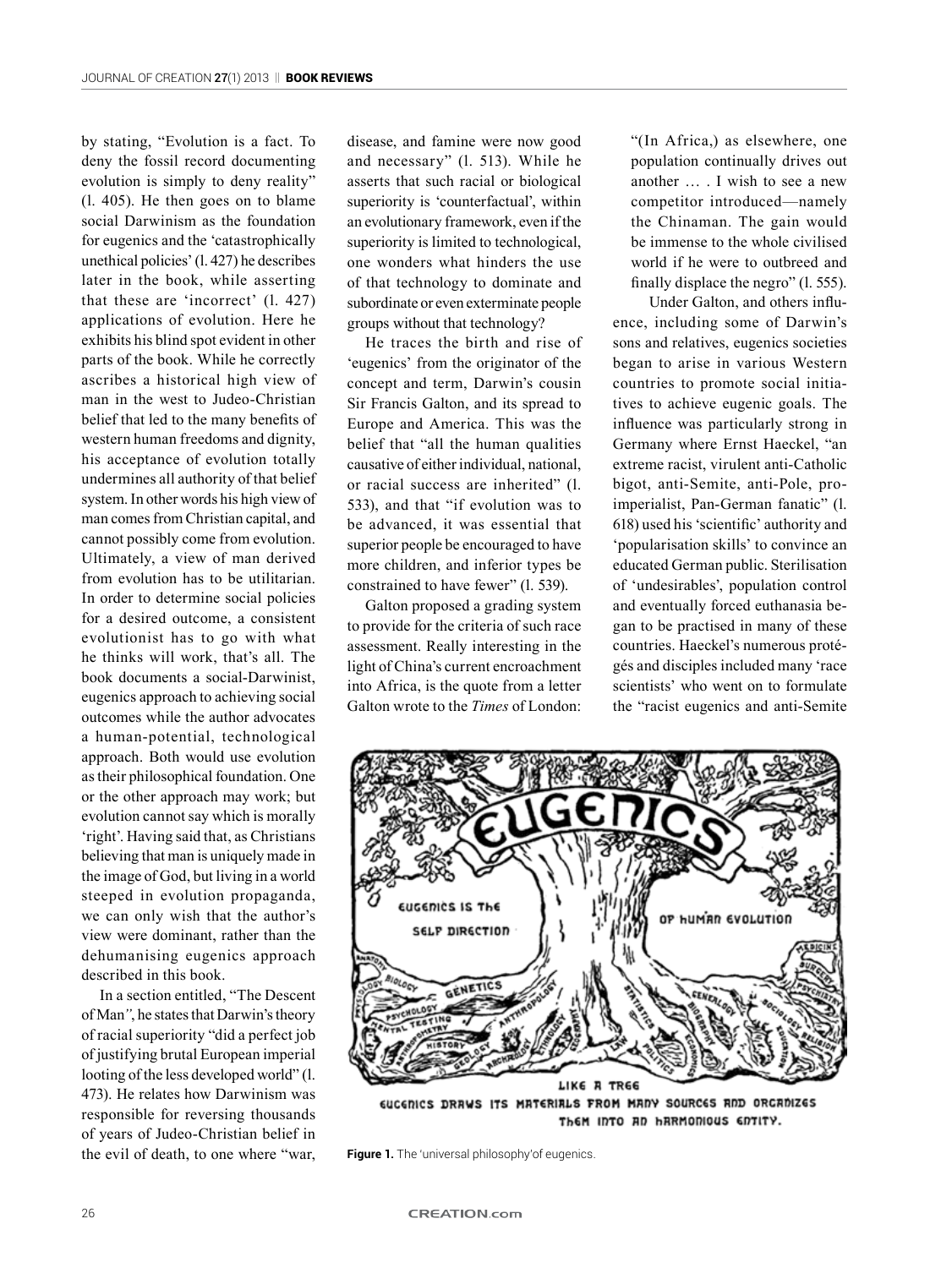by stating, "Evolution is a fact. To deny the fossil record documenting evolution is simply to deny reality" (l. 405). He then goes on to blame social Darwinism as the foundation for eugenics and the 'catastrophically unethical policies' (l. 427) he describes later in the book, while asserting that these are 'incorrect' (l. 427) applications of evolution. Here he exhibits his blind spot evident in other parts of the book. While he correctly ascribes a historical high view of man in the west to Judeo-Christian belief that led to the many benefits of western human freedoms and dignity, his acceptance of evolution totally undermines all authority of that belief system. In other words his high view of man comes from Christian capital, and cannot possibly come from evolution. Ultimately, a view of man derived from evolution has to be utilitarian. In order to determine social policies for a desired outcome, a consistent evolutionist has to go with what he thinks will work, that's all. The book documents a social-Darwinist, eugenics approach to achieving social outcomes while the author advocates a human-potential, technological approach. Both would use evolution as their philosophical foundation. One or the other approach may work; but evolution cannot say which is morally 'right'. Having said that, as Christians believing that man is uniquely made in the image of God, but living in a world steeped in evolution propaganda, we can only wish that the author's view were dominant, rather than the dehumanising eugenics approach described in this book.

In a section entitled, "The Descent of Man", he states that Darwin's theory of racial superiority "did a perfect job of justifying brutal European imperial looting of the less developed world" (l. 473). He relates how Darwinism was responsible for reversing thousands of years of Judeo-Christian belief in the evil of death, to one where "war, disease, and famine were now good and necessary" (l. 513). While he asserts that such racial or biological superiority is 'counterfactual', within an evolutionary framework, even if the superiority is limited to technological, one wonders what hinders the use of that technology to dominate and subordinate or even exterminate people groups without that technology?

He traces the birth and rise of 'eugenics' from the originator of the concept and term, Darwin's cousin Sir Francis Galton, and its spread to Europe and America. This was the belief that "all the human qualities causative of either individual, national, or racial success are inherited" (l. 533), and that "if evolution was to be advanced, it was essential that superior people be encouraged to have more children, and inferior types be constrained to have fewer" (l. 539).

Galton proposed a grading system to provide for the criteria of such race assessment. Really interesting in the light of China's current encroachment into Africa, is the quote from a letter Galton wrote to the *Times* of London:

> "(In Africa,) as elsewhere, one population continually drives out another … . I wish to see a new competitor introduced—namely the Chinaman. The gain would be immense to the whole civilised world if he were to outbreed and finally displace the negro" (l. 555).

Under Galton, and others influence, including some of Darwin's sons and relatives, eugenics societies began to arise in various Western countries to promote social initiatives to achieve eugenic goals. The influence was particularly strong in Germany where Ernst Haeckel, "an extreme racist, virulent anti-Catholic bigot, anti-Semite, anti-Pole, pro-imperialist, Pan-German fanatic" (l. 618) used his 'scientific' authority and 'popularisation skills' to convince an educated German public. Sterilisation of 'undesirables', population control and eventually forced euthanasia began to be practised in many of these countries. Haeckel's numerous protégés and disciples included many 'race scientists' who went on to formulate the "racist eugenics and anti-Semite

**Figure 1.** The 'universal philosophy' of eugenics.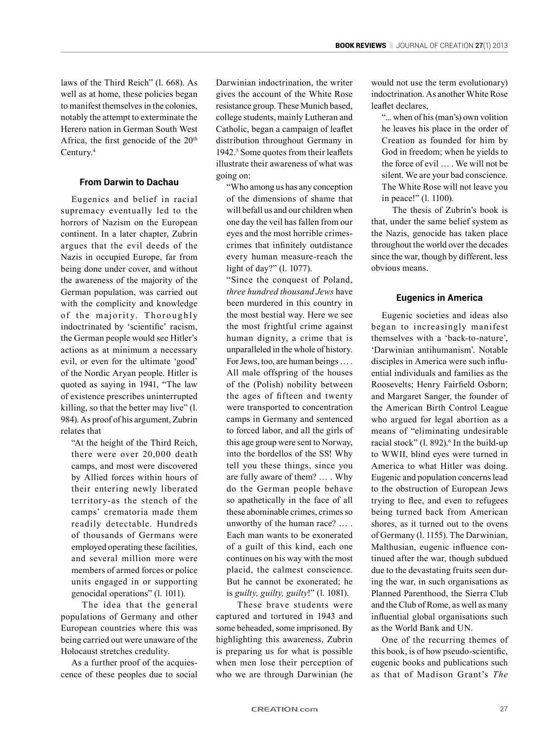laws of the Third Reich" (l. 668). As well as at home, these policies began to manifest themselves in the colonies, notably the attempt to exterminate the Herero nation in German South West Africa, the first genocide of the 20th Century.[4]

### From Darwin to Dachau

Eugenics and belief in racial supremacy eventually led to the horrors of Nazism on the European continent. In a later chapter, Zubrin argues that the evil deeds of the Nazis in occupied Europe, far from being done under cover, and without the awareness of the majority of the German population, was carried out with the complicity and knowledge of the majority. Thoroughly indoctrinated by 'scientific' racism, the German people would see Hitler's actions as at minimum a necessary evil, or even for the ultimate 'good' of the Nordic Aryan people. Hitler is quoted as saying in 1941, "The law of existence prescribes uninterrupted killing, so that the better may live" (l. 984). As proof of his argument, Zubrin relates that

> "At the height of the Third Reich, there were over 20,000 death camps, and most were discovered by Allied forces within hours of their entering newly liberated territory-as the stench of the camps' crematoria made them readily detectable. Hundreds of thousands of Germans were employed operating these facilities, and several million more were members of armed forces or police units engaged in or supporting genocidal operations" (l. 1011).

The idea that the general populations of Germany and other European countries where this was being carried out were unaware of the Holocaust stretches credulity.

As a further proof of the acquiescence of these peoples due to social Darwinian indoctrination, the writer gives the account of the White Rose resistance group. These Munich based, college students, mainly Lutheran and Catholic, began a campaign of leaflet distribution throughout Germany in 1942.[5] Some quotes from their leaflets illustrate their awareness of what was going on:

> "Who among us has any conception of the dimensions of shame that will befall us and our children when one day the veil has fallen from our eyes and the most horrible crimes-crimes that infinitely outdistance every human measure-reach the light of day?" (l. 1077).
>
> "Since the conquest of Poland, *three hundred thousand Jews* have been murdered in this country in the most bestial way. Here we see the most frightful crime against human dignity, a crime that is unparalleled in the whole of history. For Jews, too, are human beings … . All male offspring of the houses of the (Polish) nobility between the ages of fifteen and twenty were transported to concentration camps in Germany and sentenced to forced labor, and all the girls of this age group were sent to Norway, into the bordellos of the SS! Why tell you these things, since you are fully aware of them? … . Why do the German people behave so apathetically in the face of all these abominable crimes, crimes so unworthy of the human race? … . Each man wants to be exonerated of a guilt of this kind, each one continues on his way with the most placid, the calmest conscience. But he cannot be exonerated; he is *guilty, guilty, guilty*!" (l. 1081).

These brave students were captured and tortured in 1943 and some beheaded, some imprisoned. By highlighting this awareness, Zubrin is preparing us for what is possible when men lose their perception of who we are through Darwinian (he would not use the term evolutionary) indoctrination. As another White Rose leaflet declares,

> "... when of his (man's) own volition he leaves his place in the order of Creation as founded for him by God in freedom; when he yields to the force of evil … . We will not be silent. We are your bad conscience. The White Rose will not leave you in peace!" (l. 1100).

The thesis of Zubrin's book is that, under the same belief system as the Nazis, genocide has taken place throughout the world over the decades since the war, though by different, less obvious means.

### Eugenics in America

Eugenic societies and ideas also began to increasingly manifest themselves with a 'back-to-nature', 'Darwinian antihumanism'. Notable disciples in America were such influential individuals and families as the Roosevelts; Henry Fairfield Osborn; and Margaret Sanger, the founder of the American Birth Control League who argued for legal abortion as a means of "eliminating undesirable racial stock" (l. 892).[6] In the build-up to WWII, blind eyes were turned in America to what Hitler was doing. Eugenic and population concerns lead to the obstruction of European Jews trying to flee, and even to refugees being turned back from American shores, as it turned out to the ovens of Germany (l. 1155). The Darwinian, Malthusian, eugenic influence continued after the war, though subdued due to the devastating fruits seen during the war, in such organisations as Planned Parenthood, the Sierra Club and the Club of Rome, as well as many influential global organisations such as the World Bank and UN.

One of the recurring themes of this book, is of how pseudo-scientific, eugenic books and publications such as that of Madison Grant's *The*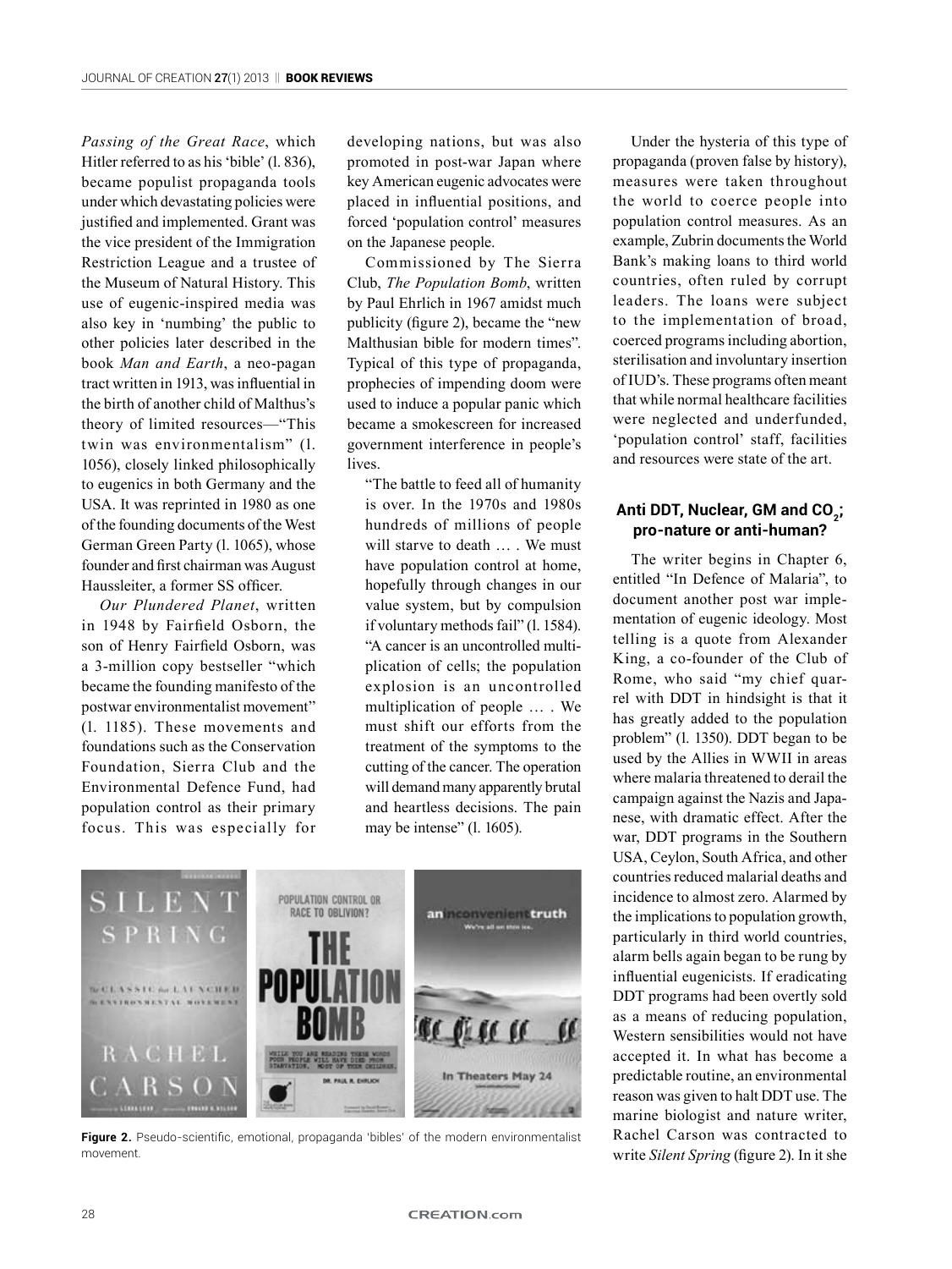*Passing of the Great Race*, which Hitler referred to as his 'bible' (l. 836), became populist propaganda tools under which devastating policies were justified and implemented. Grant was the vice president of the Immigration Restriction League and a trustee of the Museum of Natural History. This use of eugenic-inspired media was also key in 'numbing' the public to other policies later described in the book *Man and Earth*, a neo-pagan tract written in 1913, was influential in the birth of another child of Malthus's theory of limited resources—"This twin was environmentalism" (l. 1056), closely linked philosophically to eugenics in both Germany and the USA. It was reprinted in 1980 as one of the founding documents of the West German Green Party (l. 1065), whose founder and first chairman was August Haussleiter, a former SS officer.

*Our Plundered Planet*, written in 1948 by Fairfield Osborn, the son of Henry Fairfield Osborn, was a 3-million copy bestseller "which became the founding manifesto of the postwar environmentalist movement" (l. 1185). These movements and foundations such as the Conservation Foundation, Sierra Club and the Environmental Defence Fund, had population control as their primary focus. This was especially for developing nations, but was also promoted in post-war Japan where key American eugenic advocates were placed in influential positions, and forced 'population control' measures on the Japanese people.

Commissioned by The Sierra Club, *The Population Bomb*, written by Paul Ehrlich in 1967 amidst much publicity (figure 2), became the "new Malthusian bible for modern times". Typical of this type of propaganda, prophecies of impending doom were used to induce a popular panic which became a smokescreen for increased government interference in people's lives.

> "The battle to feed all of humanity is over. In the 1970s and 1980s hundreds of millions of people will starve to death … . We must have population control at home, hopefully through changes in our value system, but by compulsion if voluntary methods fail" (l. 1584). "A cancer is an uncontrolled multiplication of cells; the population explosion is an uncontrolled multiplication of people … . We must shift our efforts from the treatment of the symptoms to the cutting of the cancer. The operation will demand many apparently brutal and heartless decisions. The pain may be intense" (l. 1605).

**Figure 2.** Pseudo-scientific, emotional, propaganda 'bibles' of the modern environmentalist movement.

Under the hysteria of this type of propaganda (proven false by history), measures were taken throughout the world to coerce people into population control measures. As an example, Zubrin documents the World Bank's making loans to third world countries, often ruled by corrupt leaders. The loans were subject to the implementation of broad, coerced programs including abortion, sterilisation and involuntary insertion of IUD's. These programs often meant that while normal healthcare facilities were neglected and underfunded, 'population control' staff, facilities and resources were state of the art.

## Anti DDT, Nuclear, GM and $CO_2$; pro-nature or anti-human?

The writer begins in Chapter 6, entitled "In Defence of Malaria", to document another post war implementation of eugenic ideology. Most telling is a quote from Alexander King, a co-founder of the Club of Rome, who said "my chief quarrel with DDT in hindsight is that it has greatly added to the population problem" (l. 1350). DDT began to be used by the Allies in WWII in areas where malaria threatened to derail the campaign against the Nazis and Japanese, with dramatic effect. After the war, DDT programs in the Southern USA, Ceylon, South Africa, and other countries reduced malarial deaths and incidence to almost zero. Alarmed by the implications to population growth, particularly in third world countries, alarm bells again began to be rung by influential eugenicists. If eradicating DDT programs had been overtly sold as a means of reducing population, Western sensibilities would not have accepted it. In what has become a predictable routine, an environmental reason was given to halt DDT use. The marine biologist and nature writer, Rachel Carson was contracted to write *Silent Spring* (figure 2). In it she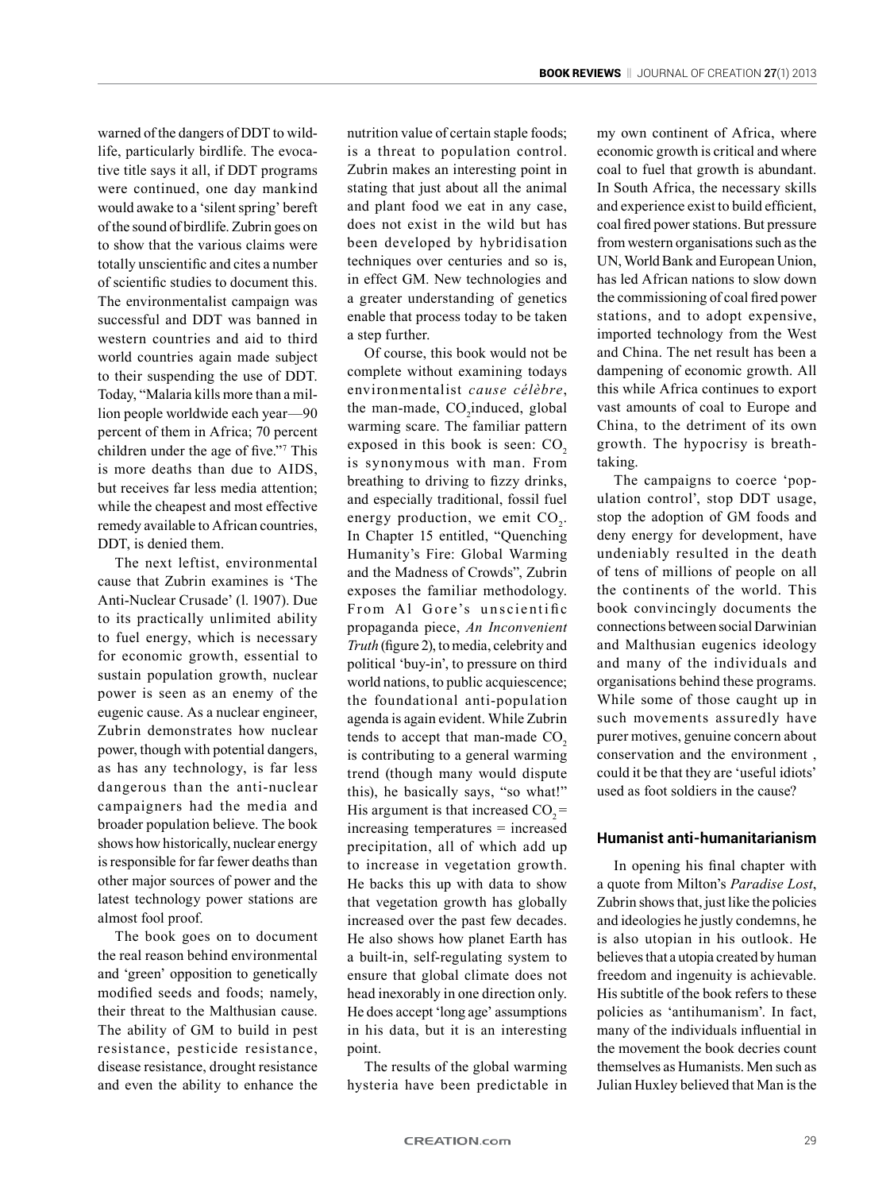warned of the dangers of DDT to wildlife, particularly birdlife. The evocative title says it all, if DDT programs were continued, one day mankind would awake to a 'silent spring' bereft of the sound of birdlife. Zubrin goes on to show that the various claims were totally unscientific and cites a number of scientific studies to document this. The environmentalist campaign was successful and DDT was banned in western countries and aid to third world countries again made subject to their suspending the use of DDT. Today, "Malaria kills more than a million people worldwide each year—90 percent of them in Africa; 70 percent children under the age of five."[7] This is more deaths than due to AIDS, but receives far less media attention; while the cheapest and most effective remedy available to African countries, DDT, is denied them.

The next leftist, environmental cause that Zubrin examines is 'The Anti-Nuclear Crusade' (l. 1907). Due to its practically unlimited ability to fuel energy, which is necessary for economic growth, essential to sustain population growth, nuclear power is seen as an enemy of the eugenic cause. As a nuclear engineer, Zubrin demonstrates how nuclear power, though with potential dangers, as has any technology, is far less dangerous than the anti-nuclear campaigners had the media and broader population believe. The book shows how historically, nuclear energy is responsible for far fewer deaths than other major sources of power and the latest technology power stations are almost fool proof.

The book goes on to document the real reason behind environmental and 'green' opposition to genetically modified seeds and foods; namely, their threat to the Malthusian cause. The ability of GM to build in pest resistance, pesticide resistance, disease resistance, drought resistance and even the ability to enhance the nutrition value of certain staple foods; is a threat to population control. Zubrin makes an interesting point in stating that just about all the animal and plant food we eat in any case, does not exist in the wild but has been developed by hybridisation techniques over centuries and so is, in effect GM. New technologies and a greater understanding of genetics enable that process today to be taken a step further.

Of course, this book would not be complete without examining todays environmentalist *cause célèbre*, the man-made, $CO_2$induced, global warming scare. The familiar pattern exposed in this book is seen: $CO_2$ is synonymous with man. From breathing to driving to fizzy drinks, and especially traditional, fossil fuel energy production, we emit $CO_2$. In Chapter 15 entitled, "Quenching Humanity's Fire: Global Warming and the Madness of Crowds", Zubrin exposes the familiar methodology. From Al Gore's unscientific propaganda piece, *An Inconvenient Truth* (figure 2), to media, celebrity and political 'buy-in', to pressure on third world nations, to public acquiescence; the foundational anti-population agenda is again evident. While Zubrin tends to accept that man-made $CO_2$ is contributing to a general warming trend (though many would dispute this), he basically says, "so what!" His argument is that increased $CO_2$ = increasing temperatures = increased precipitation, all of which add up to increase in vegetation growth. He backs this up with data to show that vegetation growth has globally increased over the past few decades. He also shows how planet Earth has a built-in, self-regulating system to ensure that global climate does not head inexorably in one direction only. He does accept 'long age' assumptions in his data, but it is an interesting point.

The results of the global warming hysteria have been predictable in my own continent of Africa, where economic growth is critical and where coal to fuel that growth is abundant. In South Africa, the necessary skills and experience exist to build efficient, coal fired power stations. But pressure from western organisations such as the UN, World Bank and European Union, has led African nations to slow down the commissioning of coal fired power stations, and to adopt expensive, imported technology from the West and China. The net result has been a dampening of economic growth. All this while Africa continues to export vast amounts of coal to Europe and China, to the detriment of its own growth. The hypocrisy is breathtaking.

The campaigns to coerce 'population control', stop DDT usage, stop the adoption of GM foods and deny energy for development, have undeniably resulted in the death of tens of millions of people on all the continents of the world. This book convincingly documents the connections between social Darwinian and Malthusian eugenics ideology and many of the individuals and organisations behind these programs. While some of those caught up in such movements assuredly have purer motives, genuine concern about conservation and the environment , could it be that they are 'useful idiots' used as foot soldiers in the cause?

## Humanist anti-humanitarianism

In opening his final chapter with a quote from Milton's *Paradise Lost*, Zubrin shows that, just like the policies and ideologies he justly condemns, he is also utopian in his outlook. He believes that a utopia created by human freedom and ingenuity is achievable. His subtitle of the book refers to these policies as 'antihumanism'. In fact, many of the individuals influential in the movement the book decries count themselves as Humanists. Men such as Julian Huxley believed that Man is the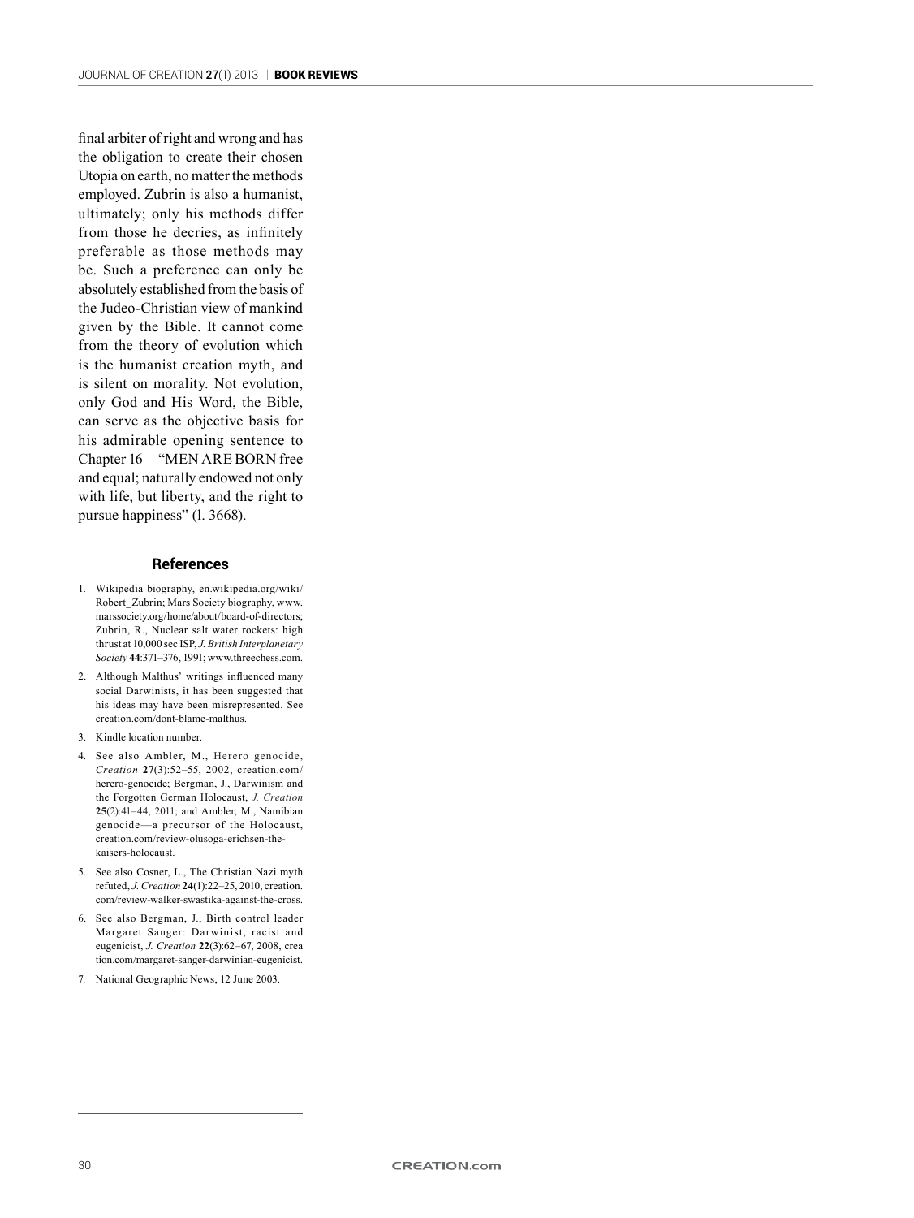final arbiter of right and wrong and has the obligation to create their chosen Utopia on earth, no matter the methods employed. Zubrin is also a humanist, ultimately; only his methods differ from those he decries, as infinitely preferable as those methods may be. Such a preference can only be absolutely established from the basis of the Judeo-Christian view of mankind given by the Bible. It cannot come from the theory of evolution which is the humanist creation myth, and is silent on morality. Not evolution, only God and His Word, the Bible, can serve as the objective basis for his admirable opening sentence to Chapter 16—"MEN ARE BORN free and equal; naturally endowed not only with life, but liberty, and the right to pursue happiness" (l. 3668).

## References

1. Wikipedia biography, en.wikipedia.org/wiki/Robert_Zubrin; Mars Society biography, www.marssociety.org/home/about/board-of-directors; Zubrin, R., Nuclear salt water rockets: high thrust at 10,000 sec ISP, *J. British Interplanetary Society* **44**:371–376, 1991; www.threechess.com.
2. Although Malthus' writings influenced many social Darwinists, it has been suggested that his ideas may have been misrepresented. See creation.com/dont-blame-malthus.
3. Kindle location number.
4. See also Ambler, M., Herero genocide, *Creation* **27**(3):52–55, 2002, creation.com/herero-genocide; Bergman, J., Darwinism and the Forgotten German Holocaust, *J. Creation* **25**(2):41–44, 2011; and Ambler, M., Namibian genocide—a precursor of the Holocaust, creation.com/review-olusoga-erichsen-the-kaisers-holocaust.
5. See also Cosner, L., The Christian Nazi myth refuted, *J. Creation* **24**(1):22–25, 2010, creation.com/review-walker-swastika-against-the-cross.
6. See also Bergman, J., Birth control leader Margaret Sanger: Darwinist, racist and eugenicist, *J. Creation* **22**(3):62–67, 2008, creation.com/margaret-sanger-darwinian-eugenicist.
7. National Geographic News, 12 June 2003.